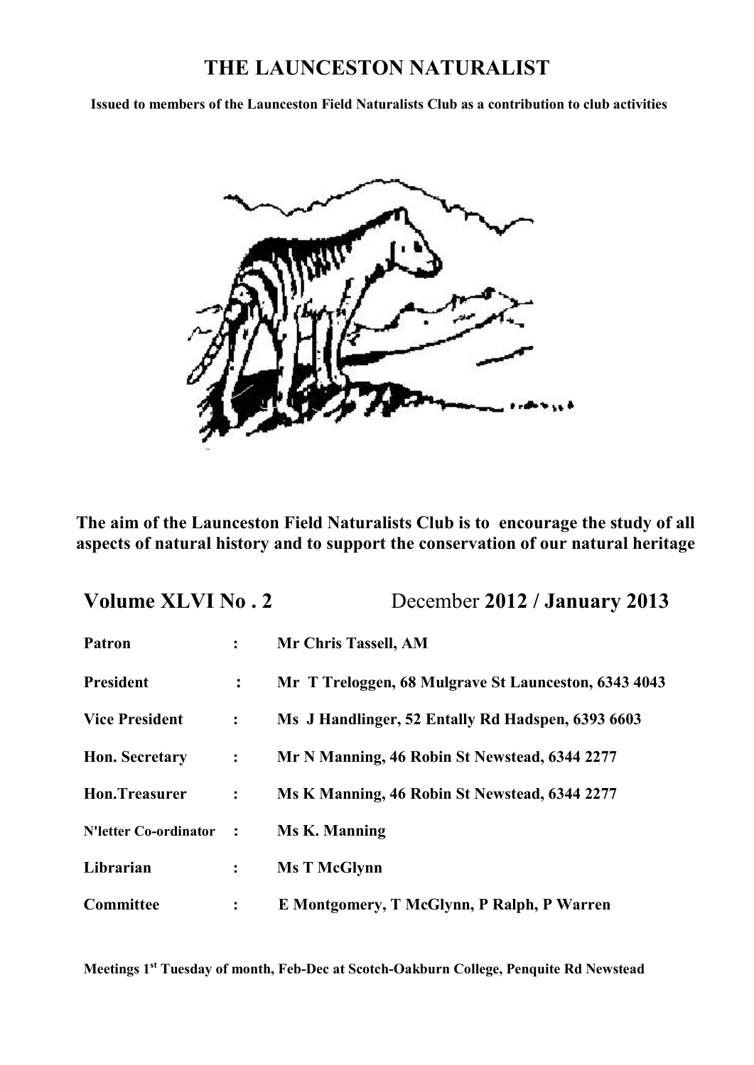# THE LAUNCESTON NATURALIST

**Issued to members of the Launceston Field Naturalists Club as a contribution to club activities**

**The aim of the Launceston Field Naturalists Club is to encourage the study of all aspects of natural history and to support the conservation of our natural heritage**

## Volume XLVI No . 2 December 2012 / January 2013

| | | |
|---|---|---|
| **Patron** | **:** | **Mr Chris Tassell, AM** |
| **President** | **:** | **Mr T Treloggen, 68 Mulgrave St Launceston, 6343 4043** |
| **Vice President** | **:** | **Ms J Handlinger, 52 Entally Rd Hadspen, 6393 6603** |
| **Hon. Secretary** | **:** | **Mr N Manning, 46 Robin St Newstead, 6344 2277** |
| **Hon.Treasurer** | **:** | **Ms K Manning, 46 Robin St Newstead, 6344 2277** |
| **N'letter Co-ordinator** | **:** | **Ms K. Manning** |
| **Librarian** | **:** | **Ms T McGlynn** |
| **Committee** | **:** | **E Montgomery, T McGlynn, P Ralph, P Warren** |

**Meetings 1st Tuesday of month, Feb-Dec at Scotch-Oakburn College, Penquite Rd Newstead**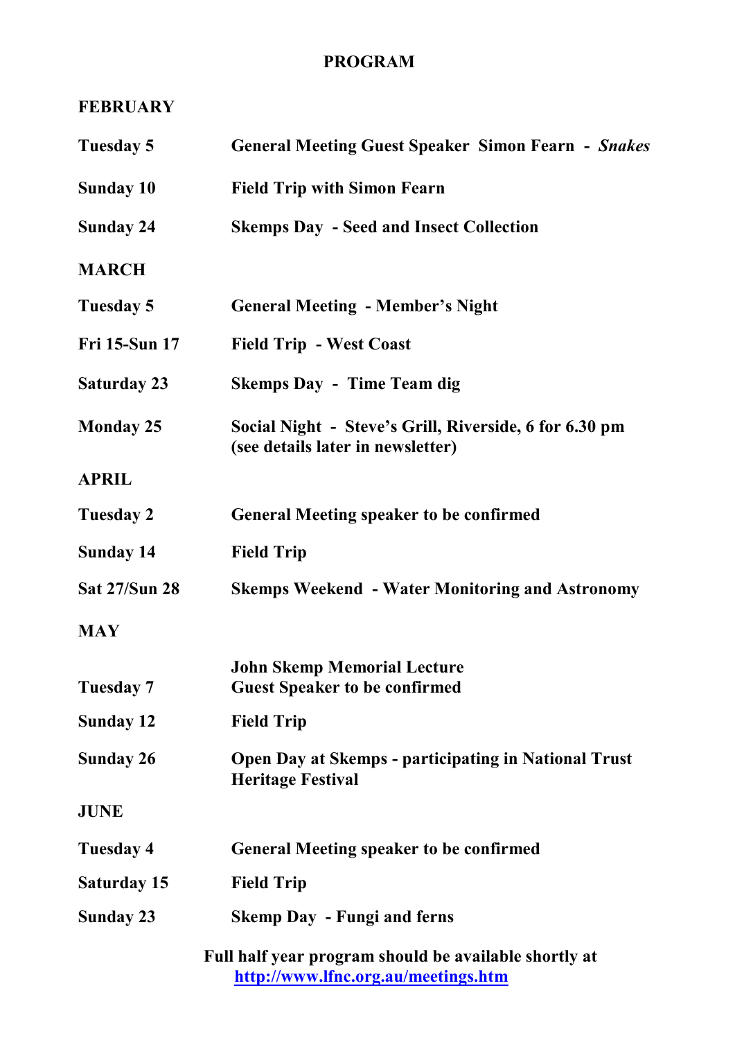# PROGRAM

## FEBRUARY

| | |
|---|---|
| **Tuesday 5** | **General Meeting Guest Speaker Simon Fearn - *Snakes*** |
| **Sunday 10** | **Field Trip with Simon Fearn** |
| **Sunday 24** | **Skemps Day - Seed and Insect Collection** |

## MARCH

| | |
|---|---|
| **Tuesday 5** | **General Meeting - Member's Night** |
| **Fri 15-Sun 17** | **Field Trip - West Coast** |
| **Saturday 23** | **Skemps Day - Time Team dig** |
| **Monday 25** | **Social Night - Steve's Grill, Riverside, 6 for 6.30 pm (see details later in newsletter)** |

## APRIL

| | |
|---|---|
| **Tuesday 2** | **General Meeting speaker to be confirmed** |
| **Sunday 14** | **Field Trip** |
| **Sat 27/Sun 28** | **Skemps Weekend - Water Monitoring and Astronomy** |

## MAY

| | |
|---|---|
| **Tuesday 7** | **John Skemp Memorial Lecture Guest Speaker to be confirmed** |
| **Sunday 12** | **Field Trip** |
| **Sunday 26** | **Open Day at Skemps - participating in National Trust Heritage Festival** |

## JUNE

| | |
|---|---|
| **Tuesday 4** | **General Meeting speaker to be confirmed** |
| **Saturday 15** | **Field Trip** |
| **Sunday 23** | **Skemp Day - Fungi and ferns** |

**Full half year program should be available shortly at http://www.lfnc.org.au/meetings.htm**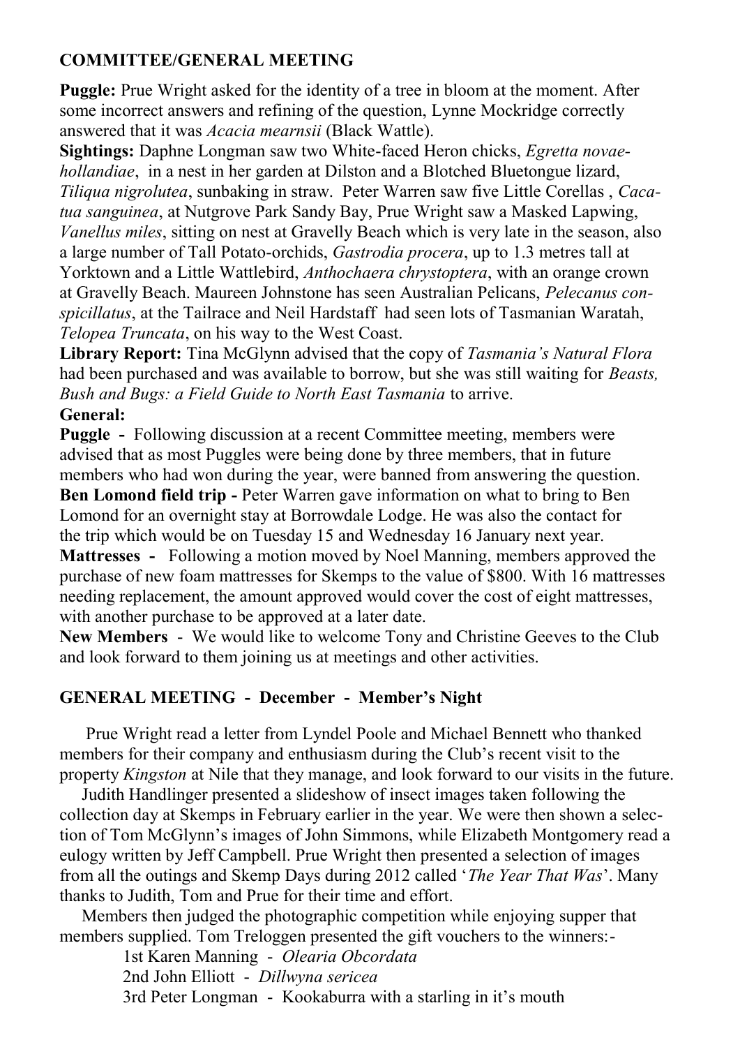## COMMITTEE/GENERAL MEETING

**Puggle:** Prue Wright asked for the identity of a tree in bloom at the moment. After some incorrect answers and refining of the question, Lynne Mockridge correctly answered that it was *Acacia mearnsii* (Black Wattle).

**Sightings:** Daphne Longman saw two White-faced Heron chicks, *Egretta novae-hollandiae*, in a nest in her garden at Dilston and a Blotched Bluetongue lizard, *Tiliqua nigrolutea*, sunbaking in straw. Peter Warren saw five Little Corellas , *Cacatua sanguinea*, at Nutgrove Park Sandy Bay, Prue Wright saw a Masked Lapwing, *Vanellus miles*, sitting on nest at Gravelly Beach which is very late in the season, also a large number of Tall Potato-orchids, *Gastrodia procera*, up to 1.3 metres tall at Yorktown and a Little Wattlebird, *Anthochaera chrystoptera*, with an orange crown at Gravelly Beach. Maureen Johnstone has seen Australian Pelicans, *Pelecanus conspicillatus*, at the Tailrace and Neil Hardstaff had seen lots of Tasmanian Waratah, *Telopea Truncata*, on his way to the West Coast.

**Library Report:** Tina McGlynn advised that the copy of *Tasmania's Natural Flora* had been purchased and was available to borrow, but she was still waiting for *Beasts, Bush and Bugs: a Field Guide to North East Tasmania* to arrive.

**General:**

**Puggle -** Following discussion at a recent Committee meeting, members were advised that as most Puggles were being done by three members, that in future members who had won during the year, were banned from answering the question.

**Ben Lomond field trip -** Peter Warren gave information on what to bring to Ben Lomond for an overnight stay at Borrowdale Lodge. He was also the contact for the trip which would be on Tuesday 15 and Wednesday 16 January next year.

**Mattresses -** Following a motion moved by Noel Manning, members approved the purchase of new foam mattresses for Skemps to the value of $800. With 16 mattresses needing replacement, the amount approved would cover the cost of eight mattresses, with another purchase to be approved at a later date.

**New Members** - We would like to welcome Tony and Christine Geeves to the Club and look forward to them joining us at meetings and other activities.

## GENERAL MEETING - December - Member's Night

Prue Wright read a letter from Lyndel Poole and Michael Bennett who thanked members for their company and enthusiasm during the Club's recent visit to the property *Kingston* at Nile that they manage, and look forward to our visits in the future.

Judith Handlinger presented a slideshow of insect images taken following the collection day at Skemps in February earlier in the year. We were then shown a selection of Tom McGlynn's images of John Simmons, while Elizabeth Montgomery read a eulogy written by Jeff Campbell. Prue Wright then presented a selection of images from all the outings and Skemp Days during 2012 called '*The Year That Was*'. Many thanks to Judith, Tom and Prue for their time and effort.

Members then judged the photographic competition while enjoying supper that members supplied. Tom Treloggen presented the gift vouchers to the winners:-

1st Karen Manning - *Olearia Obcordata*  
2nd John Elliott - *Dillwyna sericea*  
3rd Peter Longman - Kookaburra with a starling in it's mouth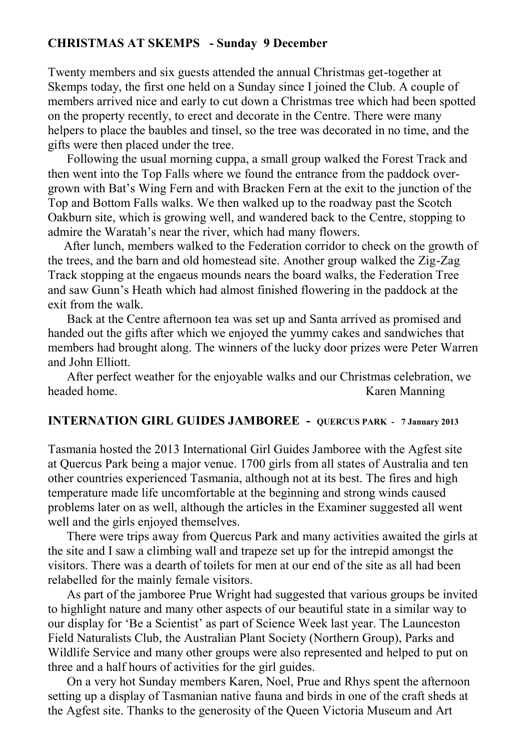**CHRISTMAS AT SKEMPS - Sunday 9 December**

Twenty members and six guests attended the annual Christmas get-together at Skemps today, the first one held on a Sunday since I joined the Club. A couple of members arrived nice and early to cut down a Christmas tree which had been spotted on the property recently, to erect and decorate in the Centre. There were many helpers to place the baubles and tinsel, so the tree was decorated in no time, and the gifts were then placed under the tree.

Following the usual morning cuppa, a small group walked the Forest Track and then went into the Top Falls where we found the entrance from the paddock over-grown with Bat's Wing Fern and with Bracken Fern at the exit to the junction of the Top and Bottom Falls walks. We then walked up to the roadway past the Scotch Oakburn site, which is growing well, and wandered back to the Centre, stopping to admire the Waratah's near the river, which had many flowers.

After lunch, members walked to the Federation corridor to check on the growth of the trees, and the barn and old homestead site. Another group walked the Zig-Zag Track stopping at the engaeus mounds nears the board walks, the Federation Tree and saw Gunn's Heath which had almost finished flowering in the paddock at the exit from the walk.

Back at the Centre afternoon tea was set up and Santa arrived as promised and handed out the gifts after which we enjoyed the yummy cakes and sandwiches that members had brought along. The winners of the lucky door prizes were Peter Warren and John Elliott.

After perfect weather for the enjoyable walks and our Christmas celebration, we headed home.

Karen Manning

**INTERNATION GIRL GUIDES JAMBOREE - QUERCUS PARK - 7 January 2013**

Tasmania hosted the 2013 International Girl Guides Jamboree with the Agfest site at Quercus Park being a major venue. 1700 girls from all states of Australia and ten other countries experienced Tasmania, although not at its best. The fires and high temperature made life uncomfortable at the beginning and strong winds caused problems later on as well, although the articles in the Examiner suggested all went well and the girls enjoyed themselves.

There were trips away from Quercus Park and many activities awaited the girls at the site and I saw a climbing wall and trapeze set up for the intrepid amongst the visitors. There was a dearth of toilets for men at our end of the site as all had been relabelled for the mainly female visitors.

As part of the jamboree Prue Wright had suggested that various groups be invited to highlight nature and many other aspects of our beautiful state in a similar way to our display for 'Be a Scientist' as part of Science Week last year. The Launceston Field Naturalists Club, the Australian Plant Society (Northern Group), Parks and Wildlife Service and many other groups were also represented and helped to put on three and a half hours of activities for the girl guides.

On a very hot Sunday members Karen, Noel, Prue and Rhys spent the afternoon setting up a display of Tasmanian native fauna and birds in one of the craft sheds at the Agfest site. Thanks to the generosity of the Queen Victoria Museum and Art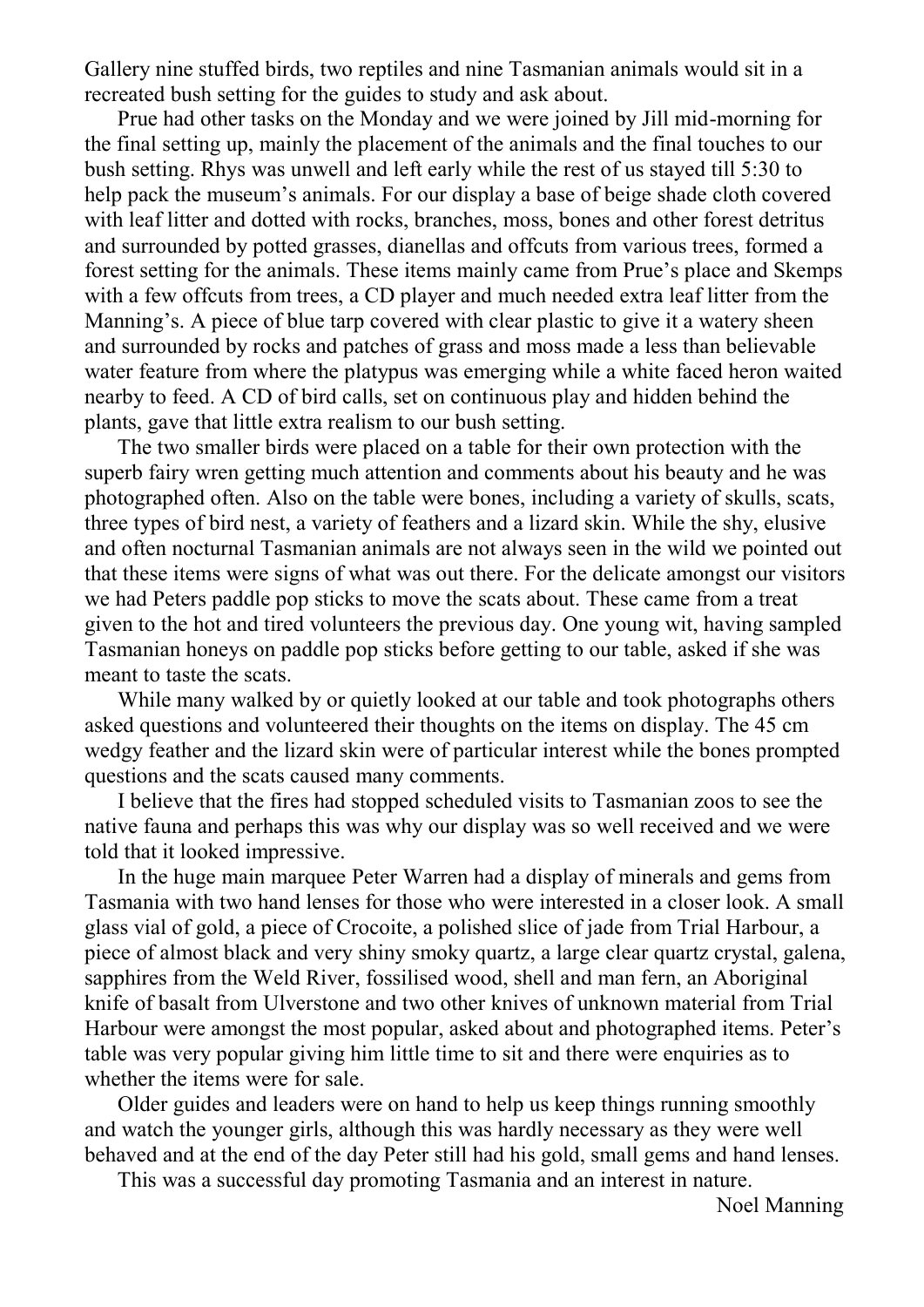Gallery nine stuffed birds, two reptiles and nine Tasmanian animals would sit in a recreated bush setting for the guides to study and ask about.

Prue had other tasks on the Monday and we were joined by Jill mid-morning for the final setting up, mainly the placement of the animals and the final touches to our bush setting. Rhys was unwell and left early while the rest of us stayed till 5:30 to help pack the museum's animals. For our display a base of beige shade cloth covered with leaf litter and dotted with rocks, branches, moss, bones and other forest detritus and surrounded by potted grasses, dianellas and offcuts from various trees, formed a forest setting for the animals. These items mainly came from Prue's place and Skemps with a few offcuts from trees, a CD player and much needed extra leaf litter from the Manning's. A piece of blue tarp covered with clear plastic to give it a watery sheen and surrounded by rocks and patches of grass and moss made a less than believable water feature from where the platypus was emerging while a white faced heron waited nearby to feed. A CD of bird calls, set on continuous play and hidden behind the plants, gave that little extra realism to our bush setting.

The two smaller birds were placed on a table for their own protection with the superb fairy wren getting much attention and comments about his beauty and he was photographed often. Also on the table were bones, including a variety of skulls, scats, three types of bird nest, a variety of feathers and a lizard skin. While the shy, elusive and often nocturnal Tasmanian animals are not always seen in the wild we pointed out that these items were signs of what was out there. For the delicate amongst our visitors we had Peters paddle pop sticks to move the scats about. These came from a treat given to the hot and tired volunteers the previous day. One young wit, having sampled Tasmanian honeys on paddle pop sticks before getting to our table, asked if she was meant to taste the scats.

While many walked by or quietly looked at our table and took photographs others asked questions and volunteered their thoughts on the items on display. The 45 cm wedgy feather and the lizard skin were of particular interest while the bones prompted questions and the scats caused many comments.

I believe that the fires had stopped scheduled visits to Tasmanian zoos to see the native fauna and perhaps this was why our display was so well received and we were told that it looked impressive.

In the huge main marquee Peter Warren had a display of minerals and gems from Tasmania with two hand lenses for those who were interested in a closer look. A small glass vial of gold, a piece of Crocoite, a polished slice of jade from Trial Harbour, a piece of almost black and very shiny smoky quartz, a large clear quartz crystal, galena, sapphires from the Weld River, fossilised wood, shell and man fern, an Aboriginal knife of basalt from Ulverstone and two other knives of unknown material from Trial Harbour were amongst the most popular, asked about and photographed items. Peter's table was very popular giving him little time to sit and there were enquiries as to whether the items were for sale.

Older guides and leaders were on hand to help us keep things running smoothly and watch the younger girls, although this was hardly necessary as they were well behaved and at the end of the day Peter still had his gold, small gems and hand lenses.

This was a successful day promoting Tasmania and an interest in nature.

Noel Manning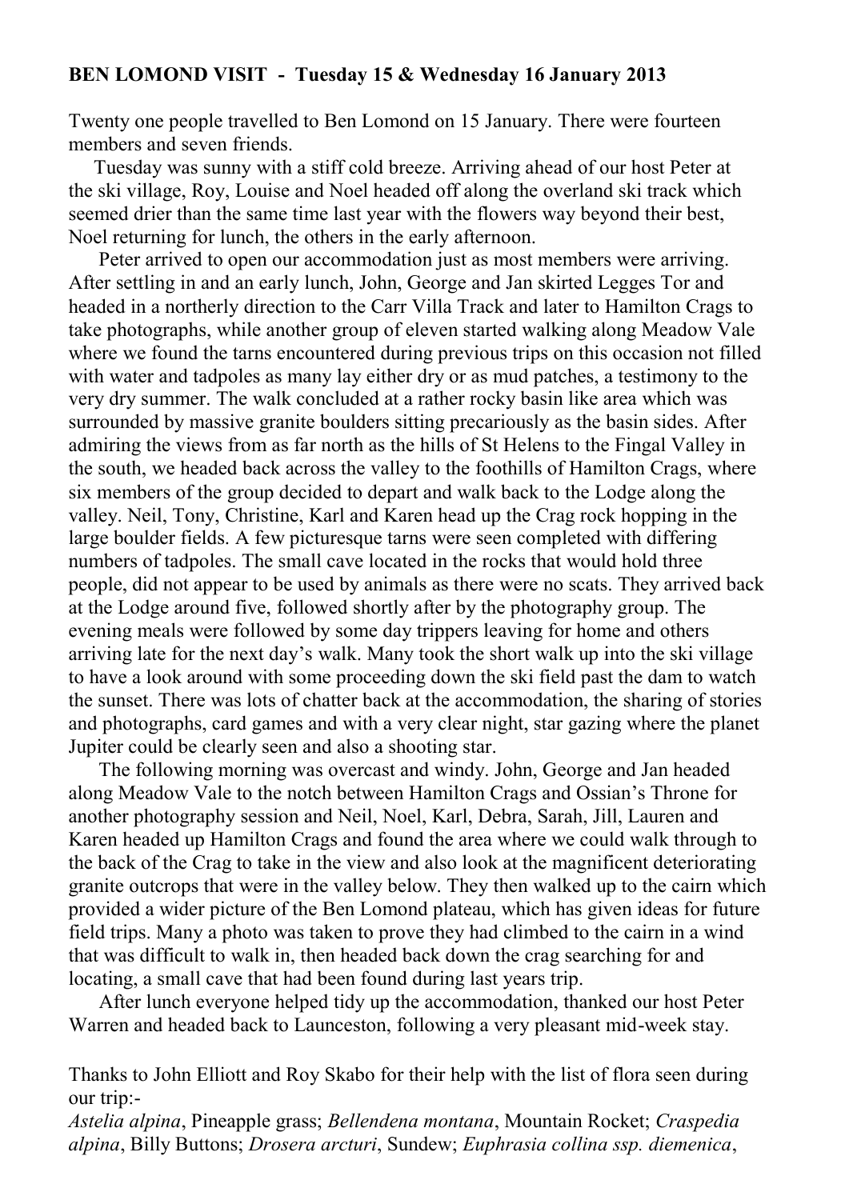**BEN LOMOND VISIT - Tuesday 15 & Wednesday 16 January 2013**

Twenty one people travelled to Ben Lomond on 15 January. There were fourteen members and seven friends.

Tuesday was sunny with a stiff cold breeze. Arriving ahead of our host Peter at the ski village, Roy, Louise and Noel headed off along the overland ski track which seemed drier than the same time last year with the flowers way beyond their best, Noel returning for lunch, the others in the early afternoon.

Peter arrived to open our accommodation just as most members were arriving. After settling in and an early lunch, John, George and Jan skirted Legges Tor and headed in a northerly direction to the Carr Villa Track and later to Hamilton Crags to take photographs, while another group of eleven started walking along Meadow Vale where we found the tarns encountered during previous trips on this occasion not filled with water and tadpoles as many lay either dry or as mud patches, a testimony to the very dry summer. The walk concluded at a rather rocky basin like area which was surrounded by massive granite boulders sitting precariously as the basin sides. After admiring the views from as far north as the hills of St Helens to the Fingal Valley in the south, we headed back across the valley to the foothills of Hamilton Crags, where six members of the group decided to depart and walk back to the Lodge along the valley. Neil, Tony, Christine, Karl and Karen head up the Crag rock hopping in the large boulder fields. A few picturesque tarns were seen completed with differing numbers of tadpoles. The small cave located in the rocks that would hold three people, did not appear to be used by animals as there were no scats. They arrived back at the Lodge around five, followed shortly after by the photography group. The evening meals were followed by some day trippers leaving for home and others arriving late for the next day's walk. Many took the short walk up into the ski village to have a look around with some proceeding down the ski field past the dam to watch the sunset. There was lots of chatter back at the accommodation, the sharing of stories and photographs, card games and with a very clear night, star gazing where the planet Jupiter could be clearly seen and also a shooting star.

The following morning was overcast and windy. John, George and Jan headed along Meadow Vale to the notch between Hamilton Crags and Ossian's Throne for another photography session and Neil, Noel, Karl, Debra, Sarah, Jill, Lauren and Karen headed up Hamilton Crags and found the area where we could walk through to the back of the Crag to take in the view and also look at the magnificent deteriorating granite outcrops that were in the valley below. They then walked up to the cairn which provided a wider picture of the Ben Lomond plateau, which has given ideas for future field trips. Many a photo was taken to prove they had climbed to the cairn in a wind that was difficult to walk in, then headed back down the crag searching for and locating, a small cave that had been found during last years trip.

After lunch everyone helped tidy up the accommodation, thanked our host Peter Warren and headed back to Launceston, following a very pleasant mid-week stay.

Thanks to John Elliott and Roy Skabo for their help with the list of flora seen during our trip:-
*Astelia alpina*, Pineapple grass; *Bellendena montana*, Mountain Rocket; *Craspedia alpina*, Billy Buttons; *Drosera arcturi*, Sundew; *Euphrasia collina ssp. diemenica*,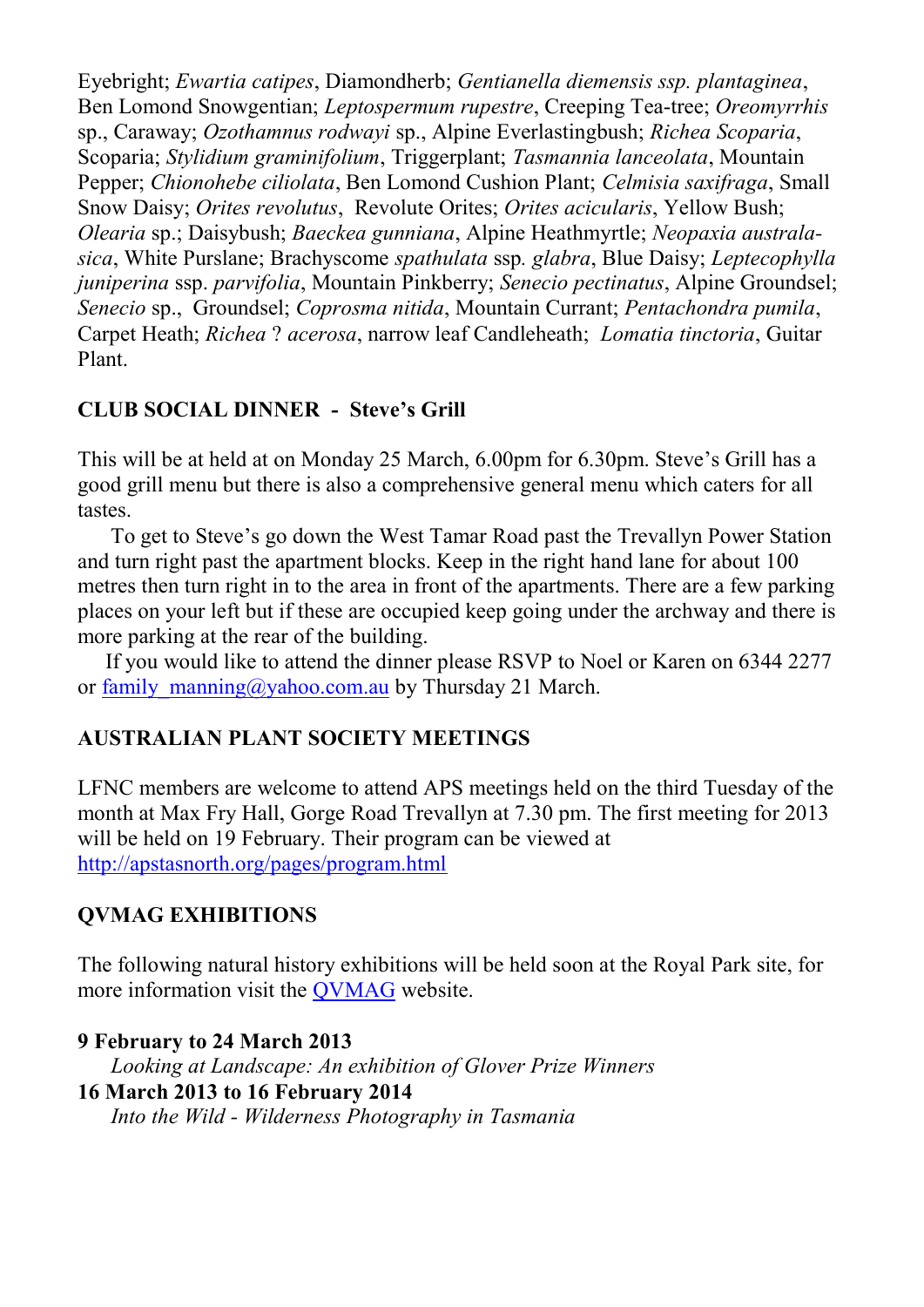Eyebright; *Ewartia catipes*, Diamondherb; *Gentianella diemensis ssp. plantaginea*, Ben Lomond Snowgentian; *Leptospermum rupestre*, Creeping Tea-tree; *Oreomyrrhis* sp., Caraway; *Ozothamnus rodwayi* sp., Alpine Everlastingbush; *Richea Scoparia*, Scoparia; *Stylidium graminifolium*, Triggerplant; *Tasmannia lanceolata*, Mountain Pepper; *Chionohebe ciliolata*, Ben Lomond Cushion Plant; *Celmisia saxifraga*, Small Snow Daisy; *Orites revolutus*, Revolute Orites; *Orites acicularis*, Yellow Bush; *Olearia* sp.; Daisybush; *Baeckea gunniana*, Alpine Heathmyrtle; *Neopaxia australasica*, White Purslane; Brachyscome *spathulata* ssp. *glabra*, Blue Daisy; *Leptecophylla juniperina* ssp. *parvifolia*, Mountain Pinkberry; *Senecio pectinatus*, Alpine Groundsel; *Senecio* sp., Groundsel; *Coprosma nitida*, Mountain Currant; *Pentachondra pumila*, Carpet Heath; *Richea* ? *acerosa*, narrow leaf Candleheath; *Lomatia tinctoria*, Guitar Plant.

## CLUB SOCIAL DINNER - Steve's Grill

This will be at held at on Monday 25 March, 6.00pm for 6.30pm. Steve's Grill has a good grill menu but there is also a comprehensive general menu which caters for all tastes.

To get to Steve's go down the West Tamar Road past the Trevallyn Power Station and turn right past the apartment blocks. Keep in the right hand lane for about 100 metres then turn right in to the area in front of the apartments. There are a few parking places on your left but if these are occupied keep going under the archway and there is more parking at the rear of the building.

If you would like to attend the dinner please RSVP to Noel or Karen on 6344 2277 or family_manning@yahoo.com.au by Thursday 21 March.

## AUSTRALIAN PLANT SOCIETY MEETINGS

LFNC members are welcome to attend APS meetings held on the third Tuesday of the month at Max Fry Hall, Gorge Road Trevallyn at 7.30 pm. The first meeting for 2013 will be held on 19 February. Their program can be viewed at http://apstasnorth.org/pages/program.html

## QVMAG EXHIBITIONS

The following natural history exhibitions will be held soon at the Royal Park site, for more information visit the QVMAG website.

**9 February to 24 March 2013**
*Looking at Landscape: An exhibition of Glover Prize Winners*

**16 March 2013 to 16 February 2014**
*Into the Wild - Wilderness Photography in Tasmania*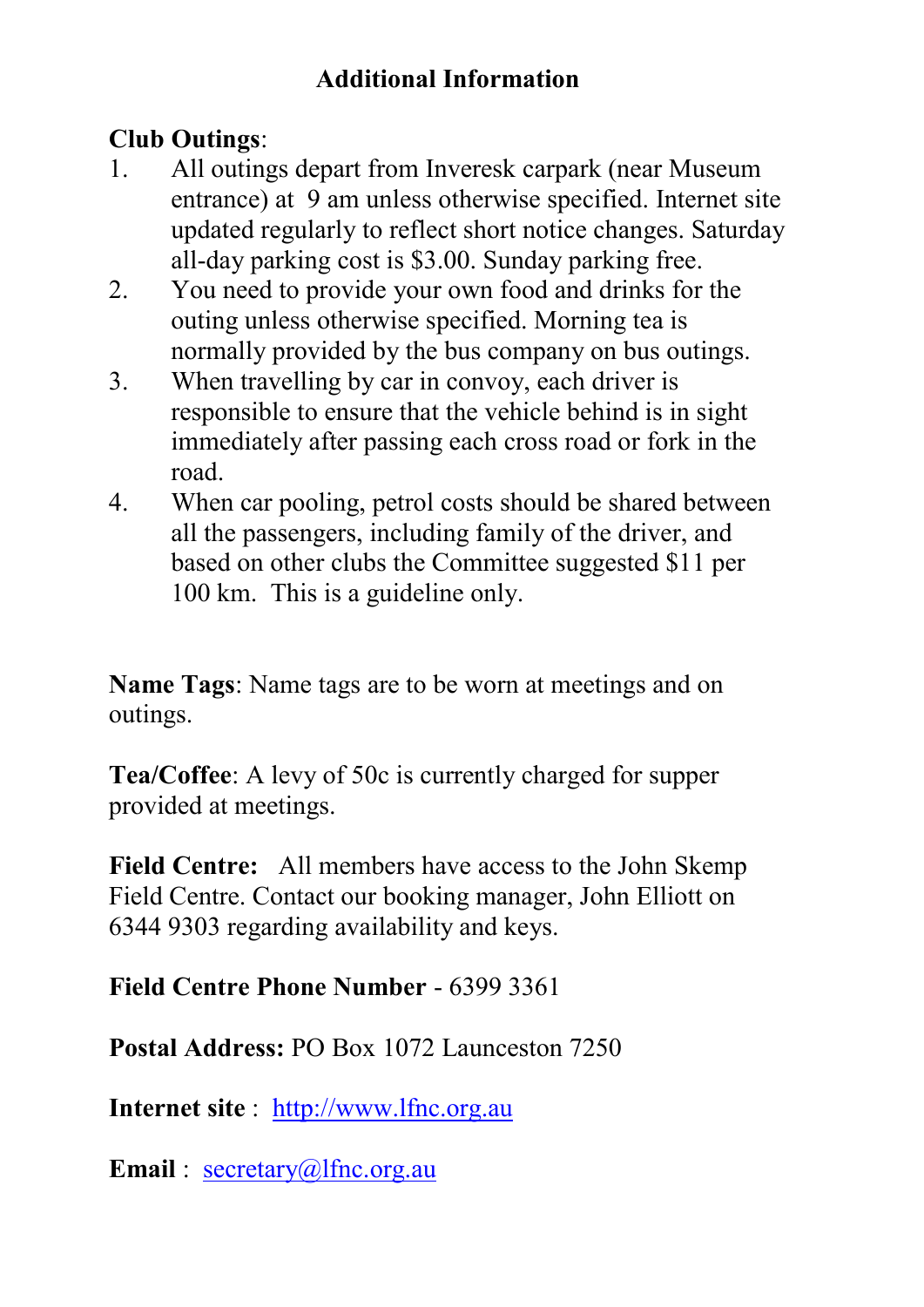# Additional Information

**Club Outings**:

1. All outings depart from Inveresk carpark (near Museum entrance) at 9 am unless otherwise specified. Internet site updated regularly to reflect short notice changes. Saturday all-day parking cost is $3.00. Sunday parking free.
2. You need to provide your own food and drinks for the outing unless otherwise specified. Morning tea is normally provided by the bus company on bus outings.
3. When travelling by car in convoy, each driver is responsible to ensure that the vehicle behind is in sight immediately after passing each cross road or fork in the road.
4. When car pooling, petrol costs should be shared between all the passengers, including family of the driver, and based on other clubs the Committee suggested $11 per 100 km. This is a guideline only.

**Name Tags**: Name tags are to be worn at meetings and on outings.

**Tea/Coffee**: A levy of 50c is currently charged for supper provided at meetings.

**Field Centre:** All members have access to the John Skemp Field Centre. Contact our booking manager, John Elliott on 6344 9303 regarding availability and keys.

**Field Centre Phone Number** - 6399 3361

**Postal Address:** PO Box 1072 Launceston 7250

**Internet site** : http://www.lfnc.org.au

**Email** : secretary@lfnc.org.au